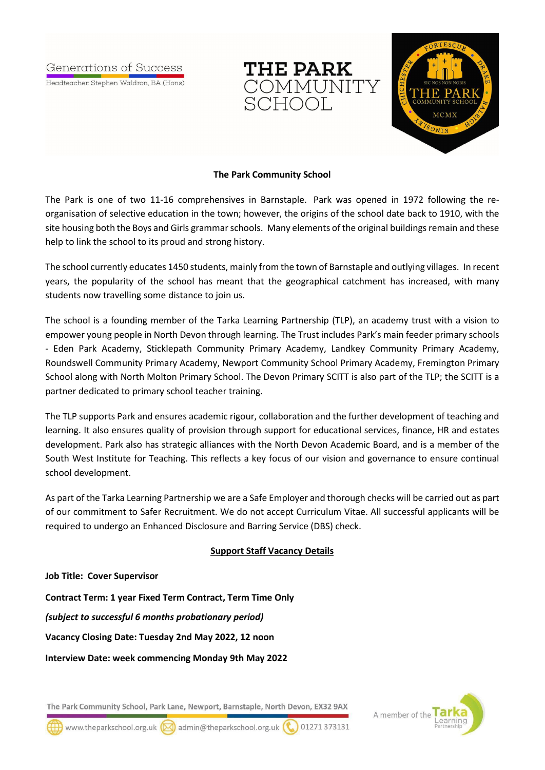Generations of Success

Headteacher: Stephen Waldron, BA (Hons)

# THE PARK COMMUNITY SCHOOL

## The Park Community School

The Park is one of two 11-16 comprehensives in Barnstaple. Park was opened in 1972 following the re-organisation of selective education in the town; however, the origins of the school date back to 1910, with the site housing both the Boys and Girls grammar schools. Many elements of the original buildings remain and these help to link the school to its proud and strong history.

The school currently educates 1450 students, mainly from the town of Barnstaple and outlying villages. In recent years, the popularity of the school has meant that the geographical catchment has increased, with many students now travelling some distance to join us.

The school is a founding member of the Tarka Learning Partnership (TLP), an academy trust with a vision to empower young people in North Devon through learning. The Trust includes Park's main feeder primary schools - Eden Park Academy, Sticklepath Community Primary Academy, Landkey Community Primary Academy, Roundswell Community Primary Academy, Newport Community School Primary Academy, Fremington Primary School along with North Molton Primary School. The Devon Primary SCITT is also part of the TLP; the SCITT is a partner dedicated to primary school teacher training.

The TLP supports Park and ensures academic rigour, collaboration and the further development of teaching and learning. It also ensures quality of provision through support for educational services, finance, HR and estates development. Park also has strategic alliances with the North Devon Academic Board, and is a member of the South West Institute for Teaching. This reflects a key focus of our vision and governance to ensure continual school development.

As part of the Tarka Learning Partnership we are a Safe Employer and thorough checks will be carried out as part of our commitment to Safer Recruitment. We do not accept Curriculum Vitae. All successful applicants will be required to undergo an Enhanced Disclosure and Barring Service (DBS) check.

## Support Staff Vacancy Details

**Job Title: Cover Supervisor**

**Contract Term: 1 year Fixed Term Contract, Term Time Only**

***(subject to successful 6 months probationary period)***

**Vacancy Closing Date: Tuesday 2nd May 2022, 12 noon**

**Interview Date: week commencing Monday 9th May 2022**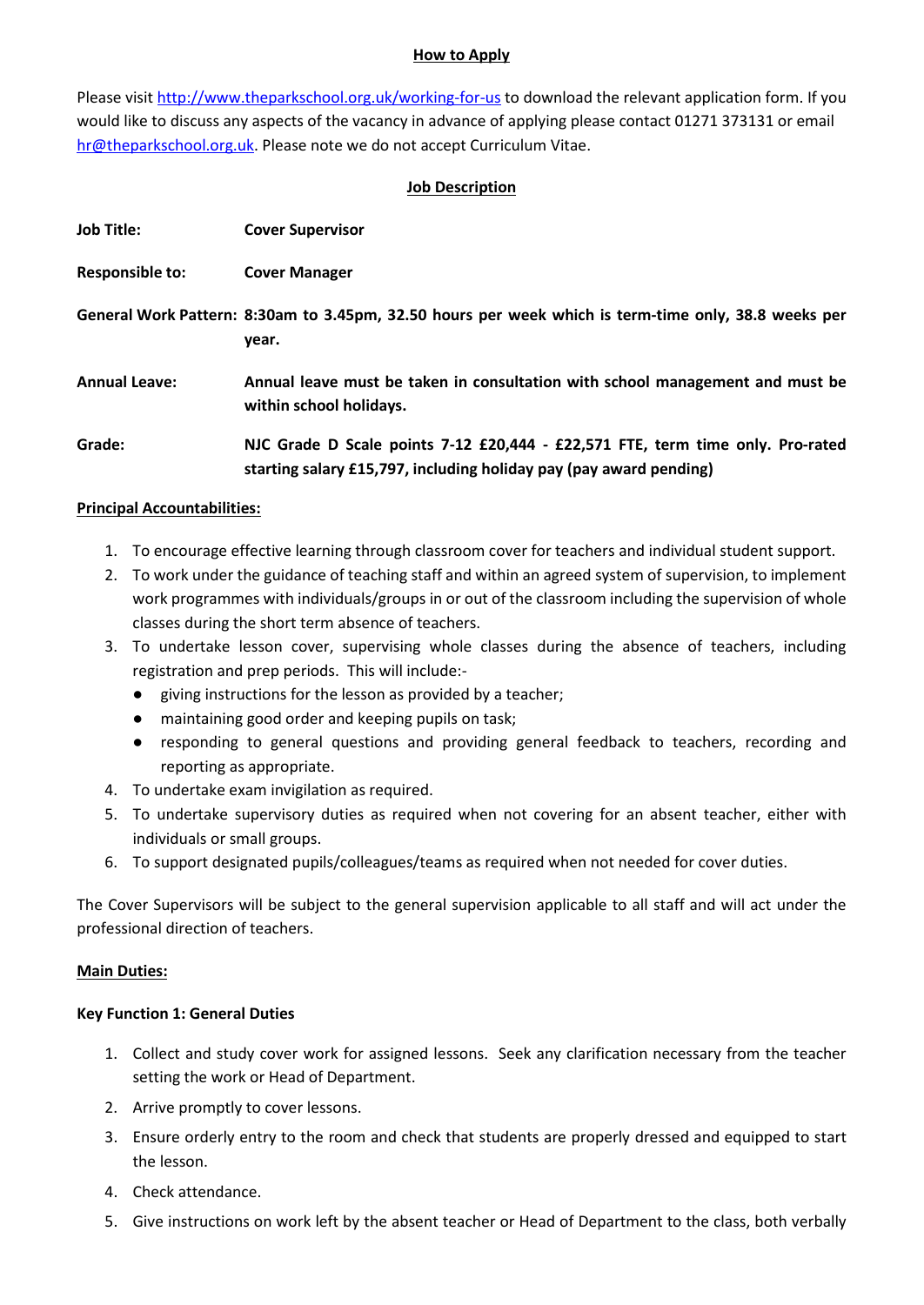## How to Apply

Please visit http://www.theparkschool.org.uk/working-for-us to download the relevant application form. If you would like to discuss any aspects of the vacancy in advance of applying please contact 01271 373131 or email hr@theparkschool.org.uk. Please note we do not accept Curriculum Vitae.

## Job Description

| | |
|---|---|
| **Job Title:** | **Cover Supervisor** |
| **Responsible to:** | **Cover Manager** |
| **General Work Pattern:** | **8:30am to 3.45pm, 32.50 hours per week which is term-time only, 38.8 weeks per year.** |
| **Annual Leave:** | **Annual leave must be taken in consultation with school management and must be within school holidays.** |
| **Grade:** | **NJC Grade D Scale points 7-12 £20,444 - £22,571 FTE, term time only. Pro-rated starting salary £15,797, including holiday pay (pay award pending)** |

### Principal Accountabilities:

1. To encourage effective learning through classroom cover for teachers and individual student support.
2. To work under the guidance of teaching staff and within an agreed system of supervision, to implement work programmes with individuals/groups in or out of the classroom including the supervision of whole classes during the short term absence of teachers.
3. To undertake lesson cover, supervising whole classes during the absence of teachers, including registration and prep periods. This will include:-
   - giving instructions for the lesson as provided by a teacher;
   - maintaining good order and keeping pupils on task;
   - responding to general questions and providing general feedback to teachers, recording and reporting as appropriate.
4. To undertake exam invigilation as required.
5. To undertake supervisory duties as required when not covering for an absent teacher, either with individuals or small groups.
6. To support designated pupils/colleagues/teams as required when not needed for cover duties.

The Cover Supervisors will be subject to the general supervision applicable to all staff and will act under the professional direction of teachers.

### Main Duties:

#### Key Function 1: General Duties

1. Collect and study cover work for assigned lessons. Seek any clarification necessary from the teacher setting the work or Head of Department.
2. Arrive promptly to cover lessons.
3. Ensure orderly entry to the room and check that students are properly dressed and equipped to start the lesson.
4. Check attendance.
5. Give instructions on work left by the absent teacher or Head of Department to the class, both verbally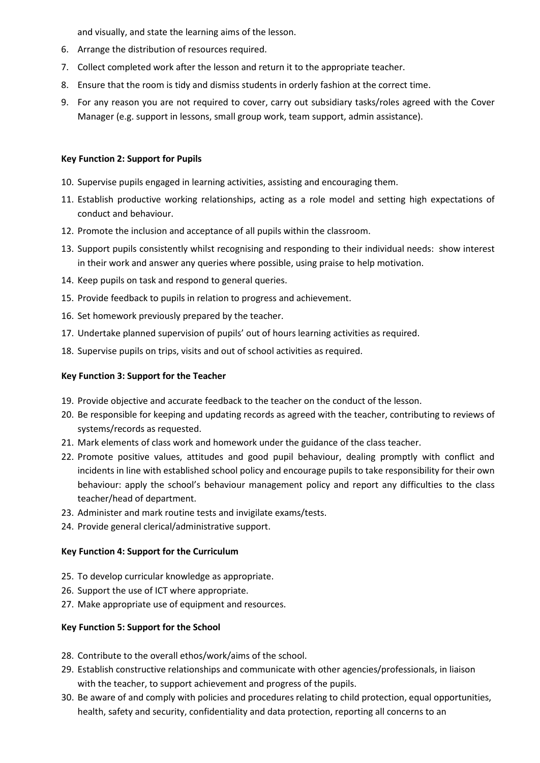and visually, and state the learning aims of the lesson.

6. Arrange the distribution of resources required.
7. Collect completed work after the lesson and return it to the appropriate teacher.
8. Ensure that the room is tidy and dismiss students in orderly fashion at the correct time.
9. For any reason you are not required to cover, carry out subsidiary tasks/roles agreed with the Cover Manager (e.g. support in lessons, small group work, team support, admin assistance).

**Key Function 2: Support for Pupils**

10. Supervise pupils engaged in learning activities, assisting and encouraging them.
11. Establish productive working relationships, acting as a role model and setting high expectations of conduct and behaviour.
12. Promote the inclusion and acceptance of all pupils within the classroom.
13. Support pupils consistently whilst recognising and responding to their individual needs: show interest in their work and answer any queries where possible, using praise to help motivation.
14. Keep pupils on task and respond to general queries.
15. Provide feedback to pupils in relation to progress and achievement.
16. Set homework previously prepared by the teacher.
17. Undertake planned supervision of pupils' out of hours learning activities as required.
18. Supervise pupils on trips, visits and out of school activities as required.

**Key Function 3: Support for the Teacher**

19. Provide objective and accurate feedback to the teacher on the conduct of the lesson.
20. Be responsible for keeping and updating records as agreed with the teacher, contributing to reviews of systems/records as requested.
21. Mark elements of class work and homework under the guidance of the class teacher.
22. Promote positive values, attitudes and good pupil behaviour, dealing promptly with conflict and incidents in line with established school policy and encourage pupils to take responsibility for their own behaviour: apply the school's behaviour management policy and report any difficulties to the class teacher/head of department.
23. Administer and mark routine tests and invigilate exams/tests.
24. Provide general clerical/administrative support.

**Key Function 4: Support for the Curriculum**

25. To develop curricular knowledge as appropriate.
26. Support the use of ICT where appropriate.
27. Make appropriate use of equipment and resources.

**Key Function 5: Support for the School**

28. Contribute to the overall ethos/work/aims of the school.
29. Establish constructive relationships and communicate with other agencies/professionals, in liaison with the teacher, to support achievement and progress of the pupils.
30. Be aware of and comply with policies and procedures relating to child protection, equal opportunities, health, safety and security, confidentiality and data protection, reporting all concerns to an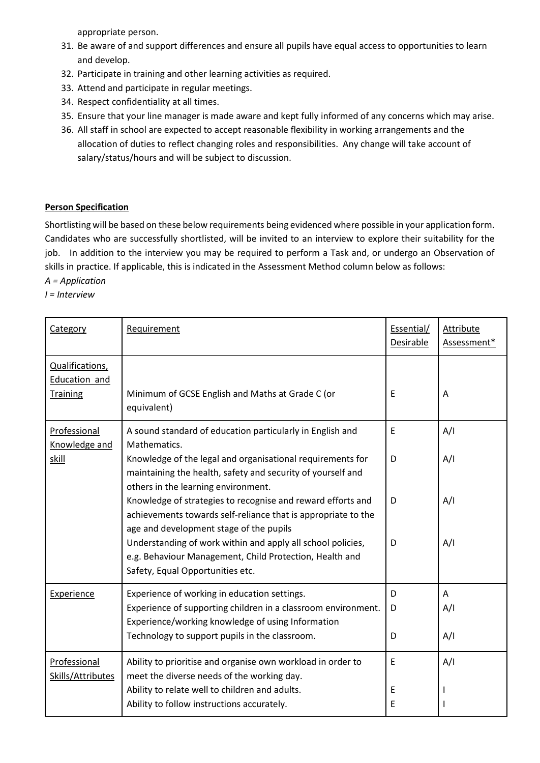appropriate person.

31. Be aware of and support differences and ensure all pupils have equal access to opportunities to learn and develop.
32. Participate in training and other learning activities as required.
33. Attend and participate in regular meetings.
34. Respect confidentiality at all times.
35. Ensure that your line manager is made aware and kept fully informed of any concerns which may arise.
36. All staff in school are expected to accept reasonable flexibility in working arrangements and the allocation of duties to reflect changing roles and responsibilities. Any change will take account of salary/status/hours and will be subject to discussion.

**Person Specification**

Shortlisting will be based on these below requirements being evidenced where possible in your application form. Candidates who are successfully shortlisted, will be invited to an interview to explore their suitability for the job. In addition to the interview you may be required to perform a Task and, or undergo an Observation of skills in practice. If applicable, this is indicated in the Assessment Method column below as follows:

*A = Application*

*I = Interview*

| Category | Requirement | Essential/ Desirable | Attribute Assessment* |
|---|---|---|---|
| Qualifications, Education and Training | Minimum of GCSE English and Maths at Grade C (or equivalent) | E | A |
| Professional Knowledge and skill | A sound standard of education particularly in English and Mathematics. | E | A/I |
| | Knowledge of the legal and organisational requirements for maintaining the health, safety and security of yourself and others in the learning environment. | D | A/I |
| | Knowledge of strategies to recognise and reward efforts and achievements towards self-reliance that is appropriate to the age and development stage of the pupils | D | A/I |
| | Understanding of work within and apply all school policies, e.g. Behaviour Management, Child Protection, Health and Safety, Equal Opportunities etc. | D | A/I |
| Experience | Experience of working in education settings. | D | A |
| | Experience of supporting children in a classroom environment. | D | A/I |
| | Experience/working knowledge of using Information Technology to support pupils in the classroom. | D | A/I |
| Professional Skills/Attributes | Ability to prioritise and organise own workload in order to meet the diverse needs of the working day. | E | A/I |
| | Ability to relate well to children and adults. | E | I |
| | Ability to follow instructions accurately. | E | I |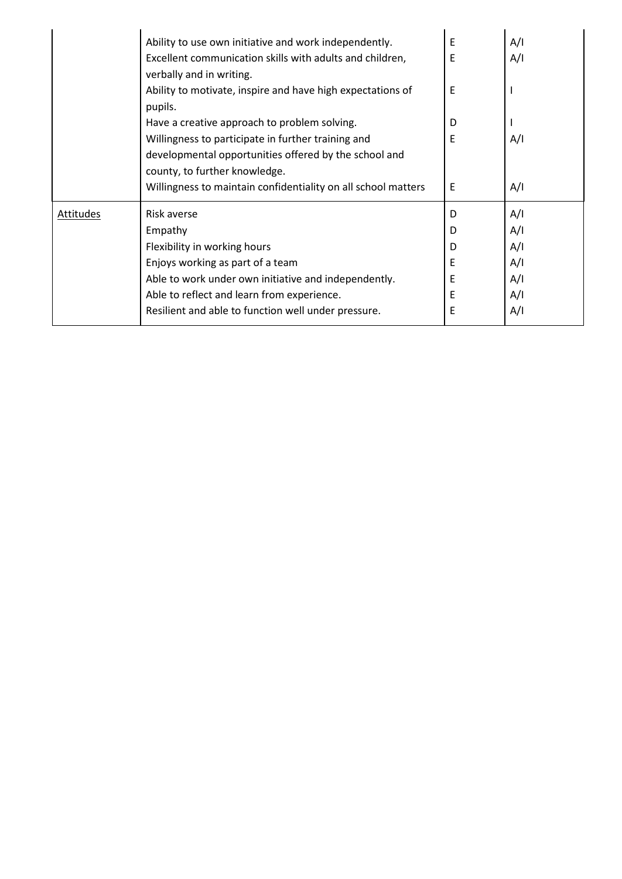| | | | |
|---|---|---|---|
| | Ability to use own initiative and work independently. | E | A/I |
| | Excellent communication skills with adults and children, verbally and in writing. | E | A/I |
| | Ability to motivate, inspire and have high expectations of pupils. | E | I |
| | Have a creative approach to problem solving. | D | I |
| | Willingness to participate in further training and developmental opportunities offered by the school and county, to further knowledge. | E | A/I |
| | Willingness to maintain confidentiality on all school matters | E | A/I |
| <u>Attitudes</u> | Risk averse | D | A/I |
| | Empathy | D | A/I |
| | Flexibility in working hours | D | A/I |
| | Enjoys working as part of a team | E | A/I |
| | Able to work under own initiative and independently. | E | A/I |
| | Able to reflect and learn from experience. | E | A/I |
| | Resilient and able to function well under pressure. | E | A/I |